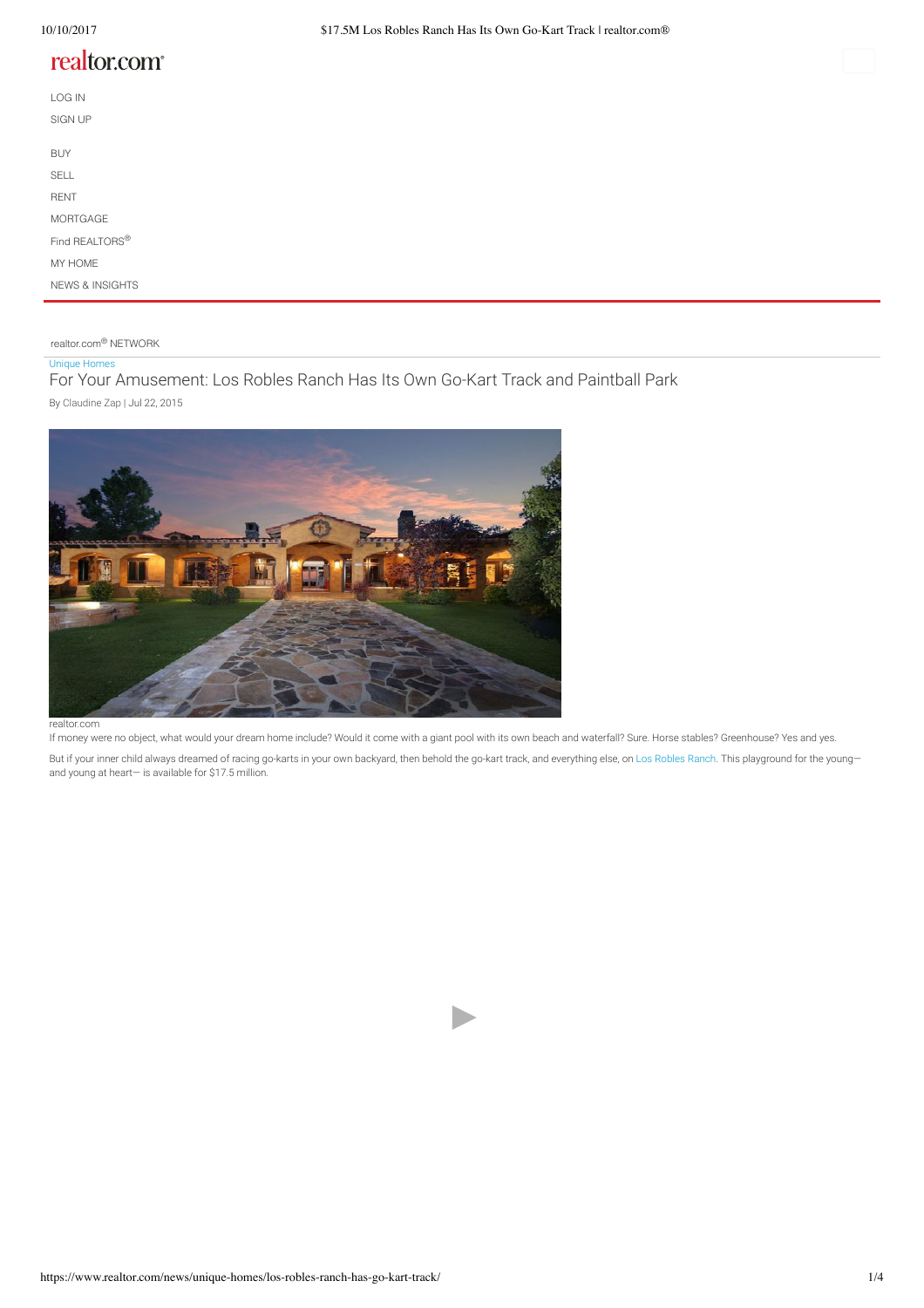LOG IN

SIGN UP

BUY

SELL

RENT

MORTGAGE

Find REALTORS®

MY HOME

NEWS & INSIGHTS

realtor.com® NETWORK

Unique Homes

# For Your Amusement: Los Robles Ranch Has Its Own Go-Kart Track and Paintball Park

By Claudine Zap | Jul 22, 2015

realtor.com

If money were no object, what would your dream home include? Would it come with a giant pool with its own beach and waterfall? Sure. Horse stables? Greenhouse? Yes and yes.

But if your inner child always dreamed of racing go-karts in your own backyard, then behold the go-kart track, and everything else, on Los Robles Ranch. This playground for the young—and young at heart— is available for $17.5 million.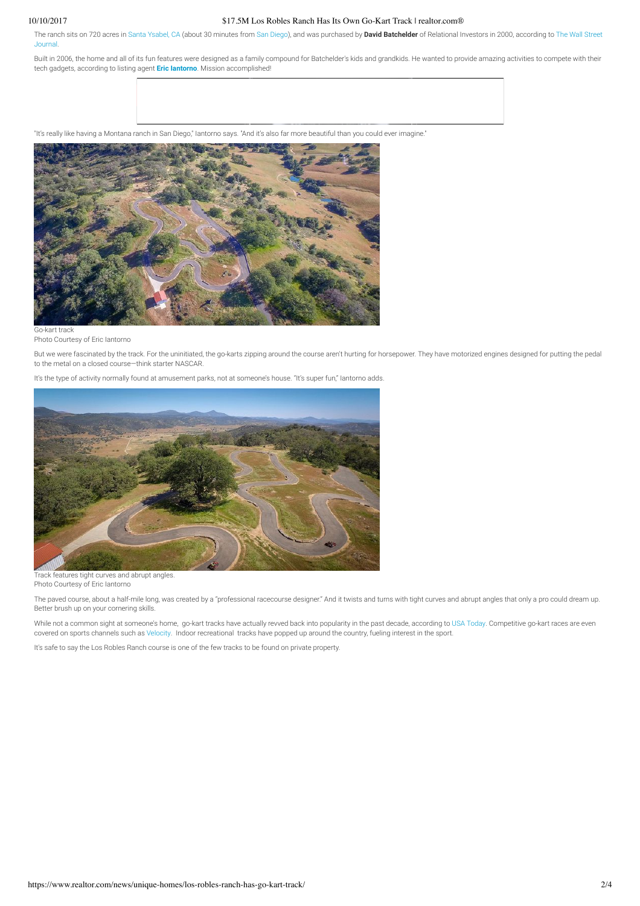The ranch sits on 720 acres in Santa Ysabel, CA (about 30 minutes from San Diego), and was purchased by **David Batchelder** of Relational Investors in 2000, according to The Wall Street Journal.

Built in 2006, the home and all of its fun features were designed as a family compound for Batchelder's kids and grandkids. He wanted to provide amazing activities to compete with their tech gadgets, according to listing agent **Eric Iantorno**. Mission accomplished!

"It's really like having a Montana ranch in San Diego," Iantorno says. "And it's also far more beautiful than you could ever imagine."

Go-kart track
Photo Courtesy of Eric Iantorno

But we were fascinated by the track. For the uninitiated, the go-karts zipping around the course aren't hurting for horsepower. They have motorized engines designed for putting the pedal to the metal on a closed course—think starter NASCAR.

It's the type of activity normally found at amusement parks, not at someone's house. "It's super fun," Iantorno adds.

Track features tight curves and abrupt angles.
Photo Courtesy of Eric Iantorno

The paved course, about a half-mile long, was created by a "professional racecourse designer." And it twists and turns with tight curves and abrupt angles that only a pro could dream up. Better brush up on your cornering skills.

While not a common sight at someone's home, go-kart tracks have actually revved back into popularity in the past decade, according to USA Today. Competitive go-kart races are even covered on sports channels such as Velocity. Indoor recreational tracks have popped up around the country, fueling interest in the sport.

It's safe to say the Los Robles Ranch course is one of the few tracks to be found on private property.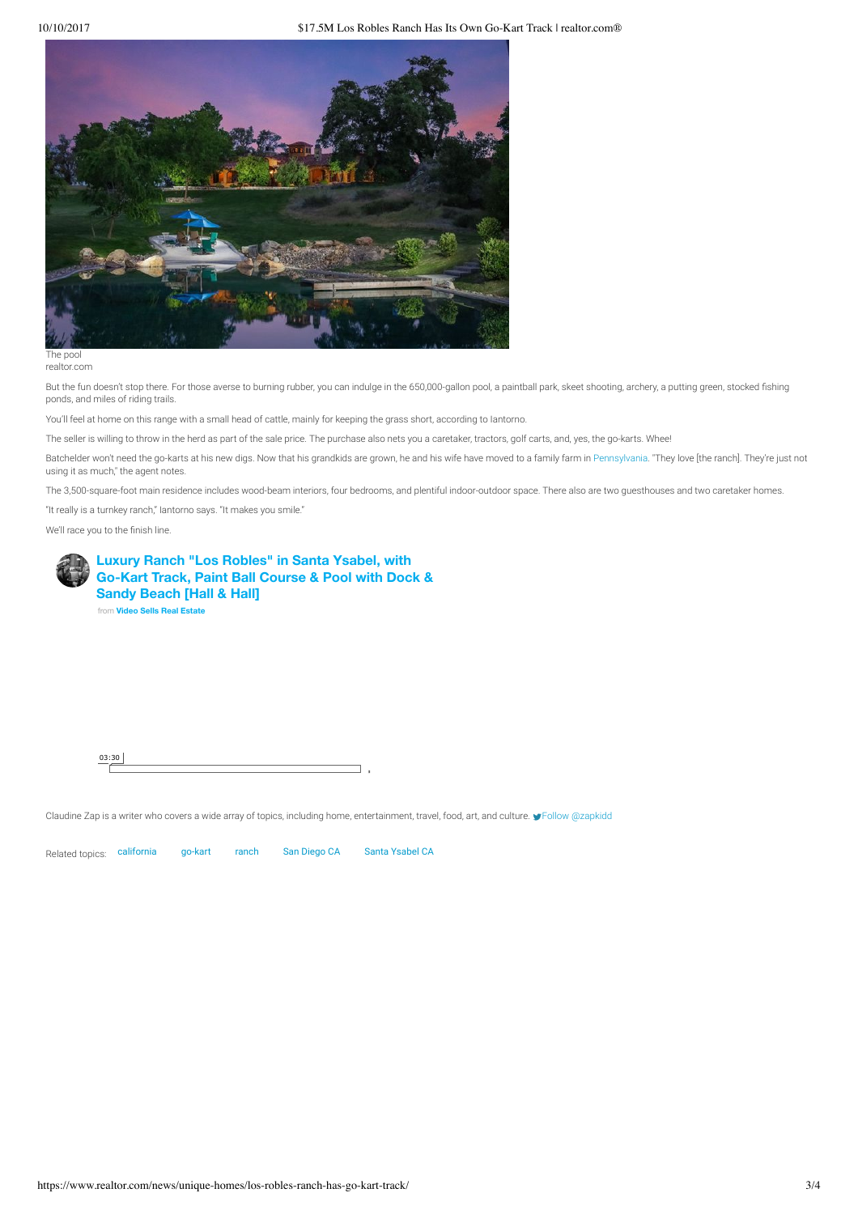The pool
realtor.com

But the fun doesn't stop there. For those averse to burning rubber, you can indulge in the 650,000-gallon pool, a paintball park, skeet shooting, archery, a putting green, stocked fishing ponds, and miles of riding trails.

You'll feel at home on this range with a small head of cattle, mainly for keeping the grass short, according to Iantorno.

The seller is willing to throw in the herd as part of the sale price. The purchase also nets you a caretaker, tractors, golf carts, and, yes, the go-karts. Whee!

Batchelder won't need the go-karts at his new digs. Now that his grandkids are grown, he and his wife have moved to a family farm in Pennsylvania. "They love [the ranch]. They're just not using it as much," the agent notes.

The 3,500-square-foot main residence includes wood-beam interiors, four bedrooms, and plentiful indoor-outdoor space. There also are two guesthouses and two caretaker homes.

"It really is a turnkey ranch," Iantorno says. "It makes you smile."

We'll race you to the finish line.

**Luxury Ranch "Los Robles" in Santa Ysabel, with Go-Kart Track, Paint Ball Course & Pool with Dock & Sandy Beach [Hall & Hall]**
from **Video Sells Real Estate**

03:30

Claudine Zap is a writer who covers a wide array of topics, including home, entertainment, travel, food, art, and culture. Follow @zapkidd

Related topics: california go-kart ranch San Diego CA Santa Ysabel CA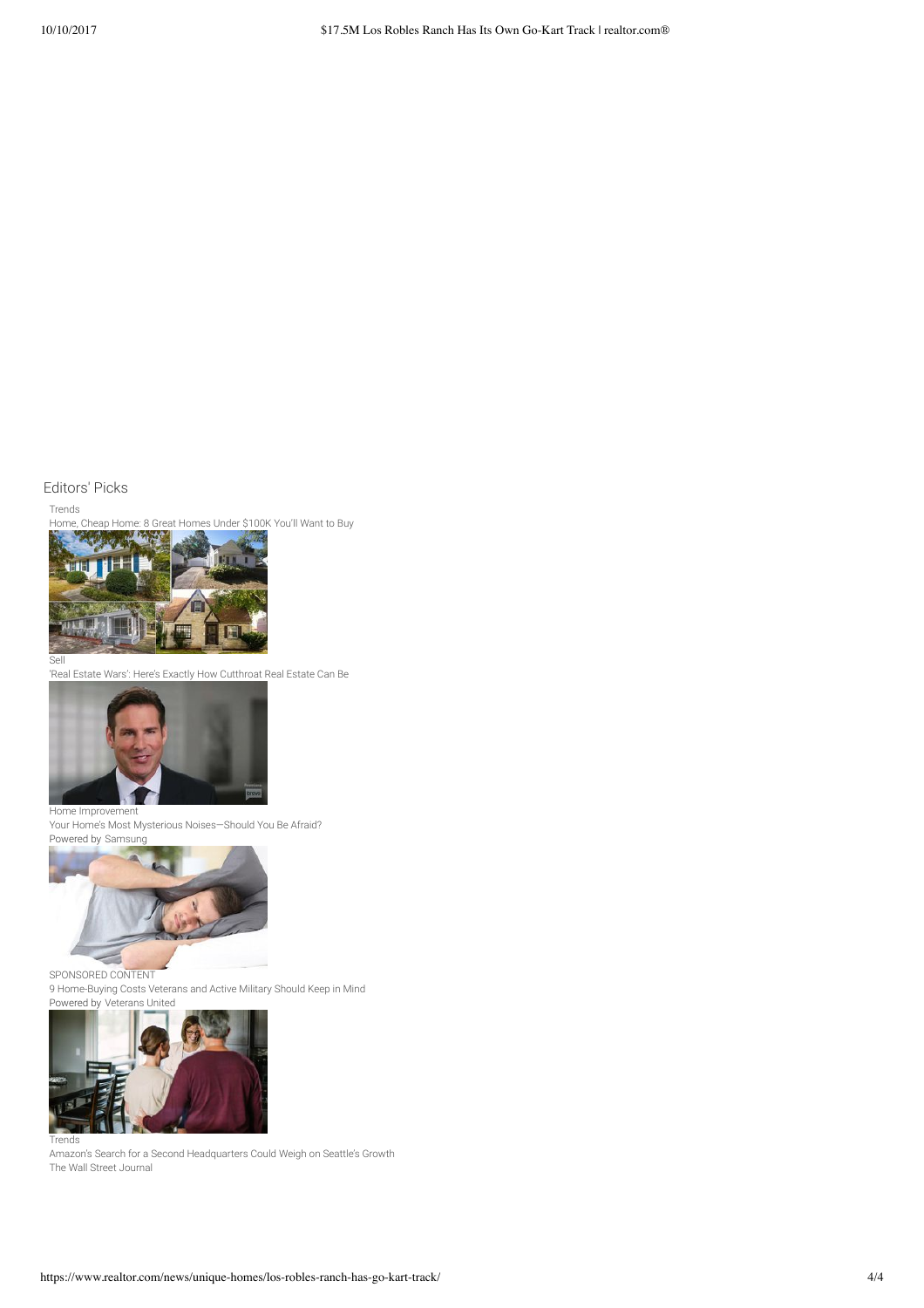## Editors' Picks

Trends

Home, Cheap Home: 8 Great Homes Under $100K You'll Want to Buy

Sell

'Real Estate Wars': Here's Exactly How Cutthroat Real Estate Can Be

Home Improvement

Your Home's Most Mysterious Noises—Should You Be Afraid?

Powered by Samsung

SPONSORED CONTENT

9 Home-Buying Costs Veterans and Active Military Should Keep in Mind

Powered by Veterans United

Trends

Amazon's Search for a Second Headquarters Could Weigh on Seattle's Growth

The Wall Street Journal